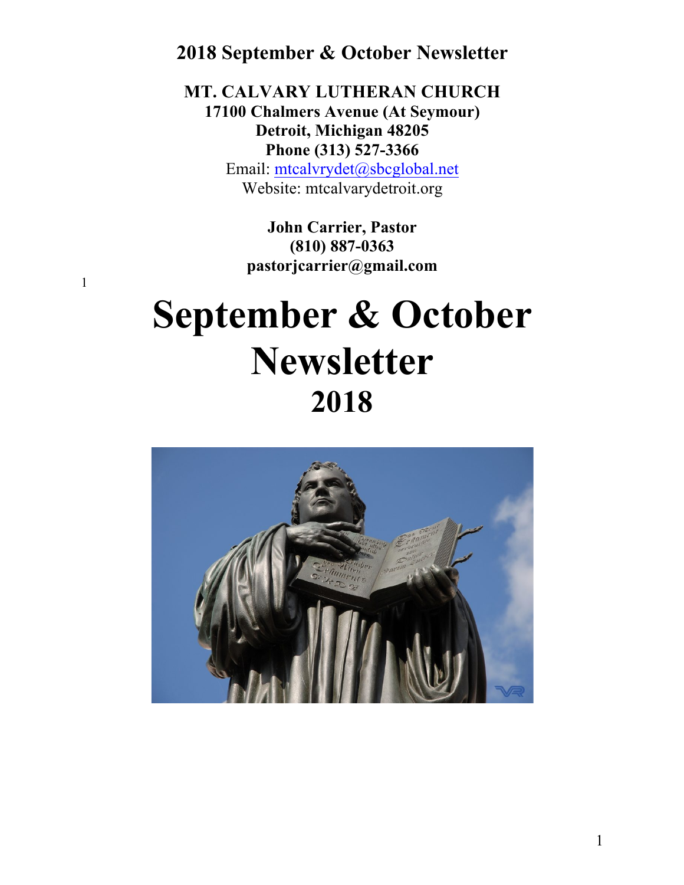**2018 September & October Newsletter**

**MT. CALVARY LUTHERAN CHURCH**
**17100 Chalmers Avenue (At Seymour)**
**Detroit, Michigan 48205**
**Phone (313) 527-3366**
Email: mtcalvrydet@sbcglobal.net
Website: mtcalvarydetroit.org

**John Carrier, Pastor**
**(810) 887-0363**
**pastorjcarrier@gmail.com**

1

# September & October Newsletter

## 2018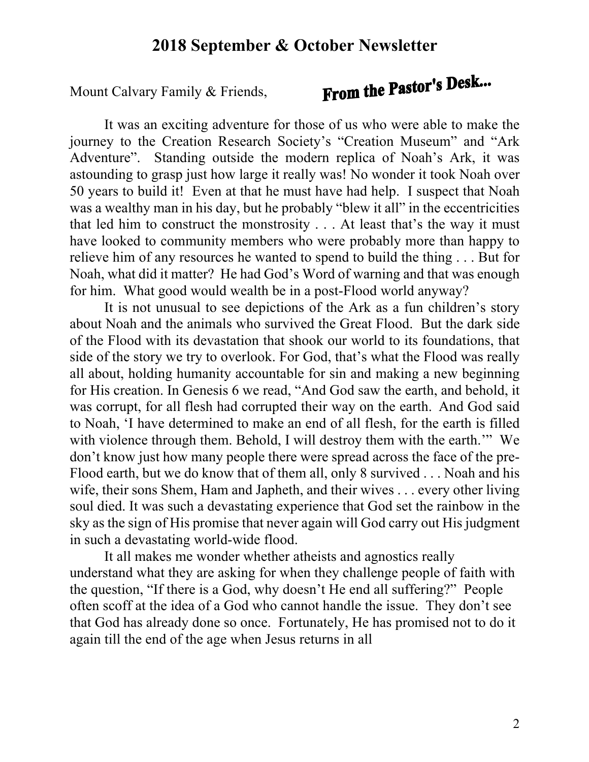# 2018 September & October Newsletter

Mount Calvary Family & Friends,

## From the Pastor's Desk...

It was an exciting adventure for those of us who were able to make the journey to the Creation Research Society's "Creation Museum" and "Ark Adventure". Standing outside the modern replica of Noah's Ark, it was astounding to grasp just how large it really was! No wonder it took Noah over 50 years to build it! Even at that he must have had help. I suspect that Noah was a wealthy man in his day, but he probably "blew it all" in the eccentricities that led him to construct the monstrosity . . . At least that's the way it must have looked to community members who were probably more than happy to relieve him of any resources he wanted to spend to build the thing . . . But for Noah, what did it matter? He had God's Word of warning and that was enough for him. What good would wealth be in a post-Flood world anyway?

It is not unusual to see depictions of the Ark as a fun children's story about Noah and the animals who survived the Great Flood. But the dark side of the Flood with its devastation that shook our world to its foundations, that side of the story we try to overlook. For God, that's what the Flood was really all about, holding humanity accountable for sin and making a new beginning for His creation. In Genesis 6 we read, "And God saw the earth, and behold, it was corrupt, for all flesh had corrupted their way on the earth. And God said to Noah, 'I have determined to make an end of all flesh, for the earth is filled with violence through them. Behold, I will destroy them with the earth.'" We don't know just how many people there were spread across the face of the pre-Flood earth, but we do know that of them all, only 8 survived . . . Noah and his wife, their sons Shem, Ham and Japheth, and their wives . . . every other living soul died. It was such a devastating experience that God set the rainbow in the sky as the sign of His promise that never again will God carry out His judgment in such a devastating world-wide flood.

It all makes me wonder whether atheists and agnostics really understand what they are asking for when they challenge people of faith with the question, "If there is a God, why doesn't He end all suffering?" People often scoff at the idea of a God who cannot handle the issue. They don't see that God has already done so once. Fortunately, He has promised not to do it again till the end of the age when Jesus returns in all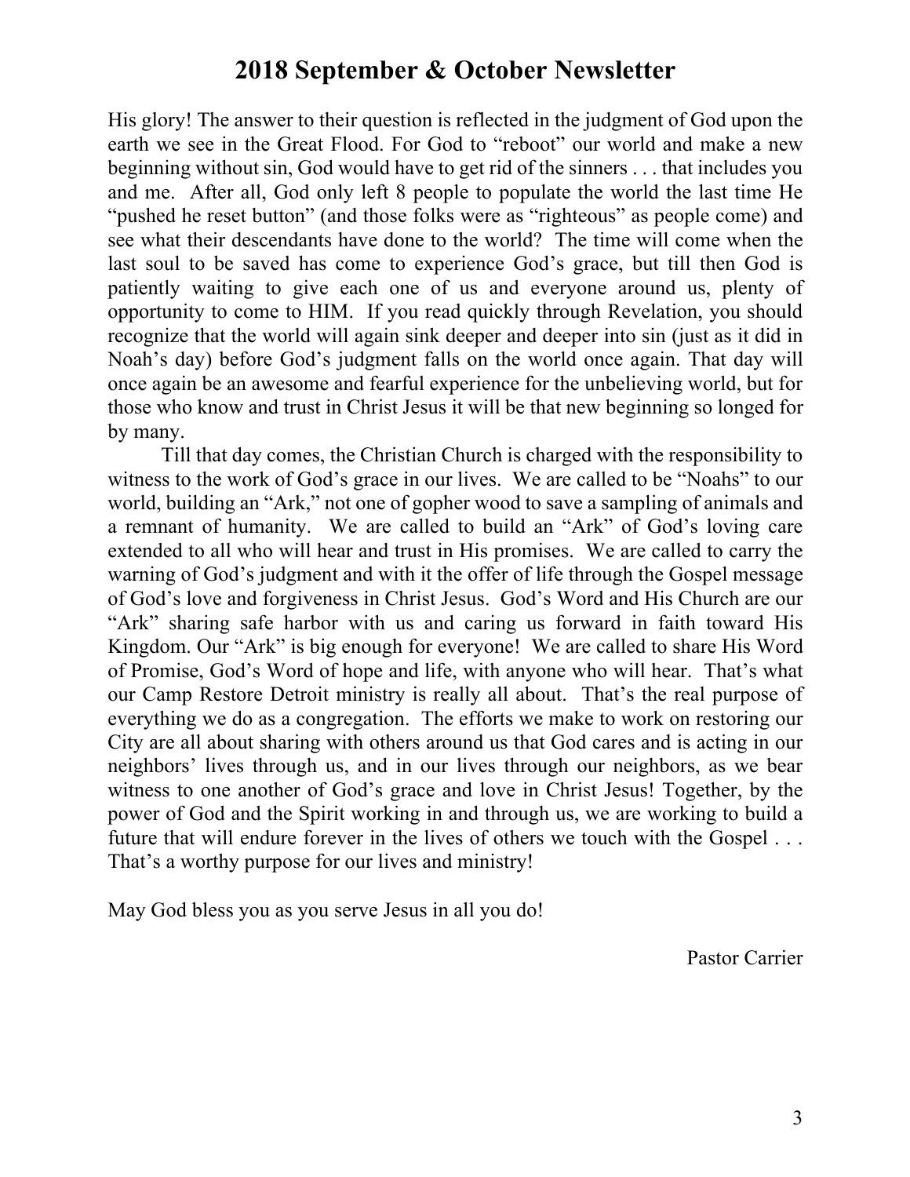# 2018 September & October Newsletter

His glory! The answer to their question is reflected in the judgment of God upon the earth we see in the Great Flood. For God to "reboot" our world and make a new beginning without sin, God would have to get rid of the sinners . . . that includes you and me. After all, God only left 8 people to populate the world the last time He "pushed he reset button" (and those folks were as "righteous" as people come) and see what their descendants have done to the world? The time will come when the last soul to be saved has come to experience God's grace, but till then God is patiently waiting to give each one of us and everyone around us, plenty of opportunity to come to HIM. If you read quickly through Revelation, you should recognize that the world will again sink deeper and deeper into sin (just as it did in Noah's day) before God's judgment falls on the world once again. That day will once again be an awesome and fearful experience for the unbelieving world, but for those who know and trust in Christ Jesus it will be that new beginning so longed for by many.

Till that day comes, the Christian Church is charged with the responsibility to witness to the work of God's grace in our lives. We are called to be "Noahs" to our world, building an "Ark," not one of gopher wood to save a sampling of animals and a remnant of humanity. We are called to build an "Ark" of God's loving care extended to all who will hear and trust in His promises. We are called to carry the warning of God's judgment and with it the offer of life through the Gospel message of God's love and forgiveness in Christ Jesus. God's Word and His Church are our "Ark" sharing safe harbor with us and caring us forward in faith toward His Kingdom. Our "Ark" is big enough for everyone! We are called to share His Word of Promise, God's Word of hope and life, with anyone who will hear. That's what our Camp Restore Detroit ministry is really all about. That's the real purpose of everything we do as a congregation. The efforts we make to work on restoring our City are all about sharing with others around us that God cares and is acting in our neighbors' lives through us, and in our lives through our neighbors, as we bear witness to one another of God's grace and love in Christ Jesus! Together, by the power of God and the Spirit working in and through us, we are working to build a future that will endure forever in the lives of others we touch with the Gospel . . . That's a worthy purpose for our lives and ministry!

May God bless you as you serve Jesus in all you do!

Pastor Carrier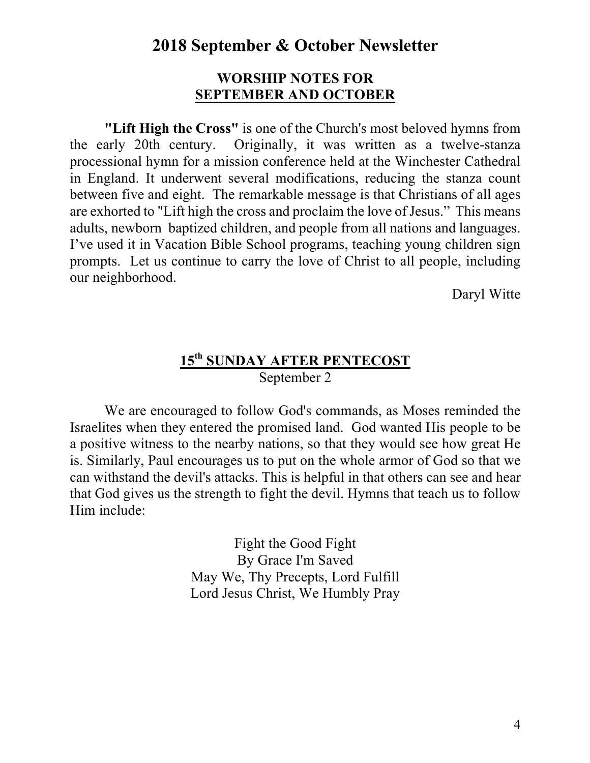# 2018 September & October Newsletter

## WORSHIP NOTES FOR SEPTEMBER AND OCTOBER

**"Lift High the Cross"** is one of the Church's most beloved hymns from the early 20th century. Originally, it was written as a twelve-stanza processional hymn for a mission conference held at the Winchester Cathedral in England. It underwent several modifications, reducing the stanza count between five and eight. The remarkable message is that Christians of all ages are exhorted to "Lift high the cross and proclaim the love of Jesus." This means adults, newborn baptized children, and people from all nations and languages. I've used it in Vacation Bible School programs, teaching young children sign prompts. Let us continue to carry the love of Christ to all people, including our neighborhood.

Daryl Witte

## 15th SUNDAY AFTER PENTECOST

September 2

We are encouraged to follow God's commands, as Moses reminded the Israelites when they entered the promised land. God wanted His people to be a positive witness to the nearby nations, so that they would see how great He is. Similarly, Paul encourages us to put on the whole armor of God so that we can withstand the devil's attacks. This is helpful in that others can see and hear that God gives us the strength to fight the devil. Hymns that teach us to follow Him include:

Fight the Good Fight
By Grace I'm Saved
May We, Thy Precepts, Lord Fulfill
Lord Jesus Christ, We Humbly Pray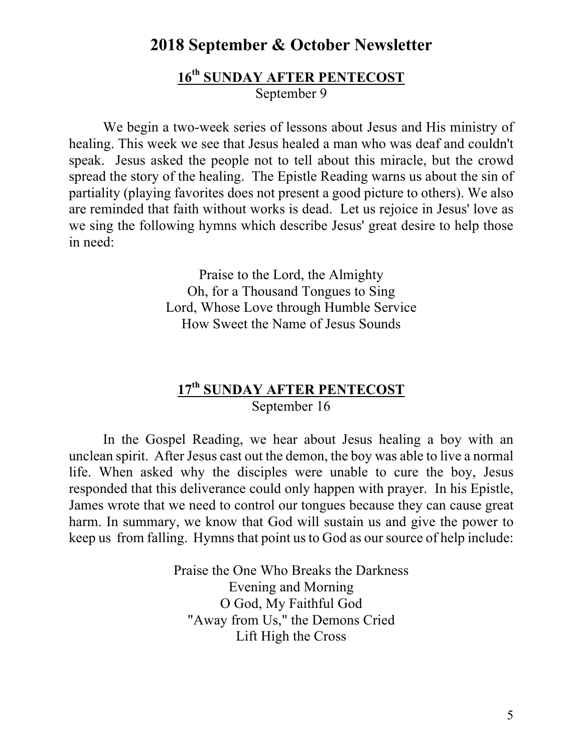# 2018 September & October Newsletter

## 16th SUNDAY AFTER PENTECOST

September 9

We begin a two-week series of lessons about Jesus and His ministry of healing. This week we see that Jesus healed a man who was deaf and couldn't speak. Jesus asked the people not to tell about this miracle, but the crowd spread the story of the healing. The Epistle Reading warns us about the sin of partiality (playing favorites does not present a good picture to others). We also are reminded that faith without works is dead. Let us rejoice in Jesus' love as we sing the following hymns which describe Jesus' great desire to help those in need:

Praise to the Lord, the Almighty
Oh, for a Thousand Tongues to Sing
Lord, Whose Love through Humble Service
How Sweet the Name of Jesus Sounds

## 17th SUNDAY AFTER PENTECOST

September 16

In the Gospel Reading, we hear about Jesus healing a boy with an unclean spirit. After Jesus cast out the demon, the boy was able to live a normal life. When asked why the disciples were unable to cure the boy, Jesus responded that this deliverance could only happen with prayer. In his Epistle, James wrote that we need to control our tongues because they can cause great harm. In summary, we know that God will sustain us and give the power to keep us from falling. Hymns that point us to God as our source of help include:

Praise the One Who Breaks the Darkness
Evening and Morning
O God, My Faithful God
"Away from Us," the Demons Cried
Lift High the Cross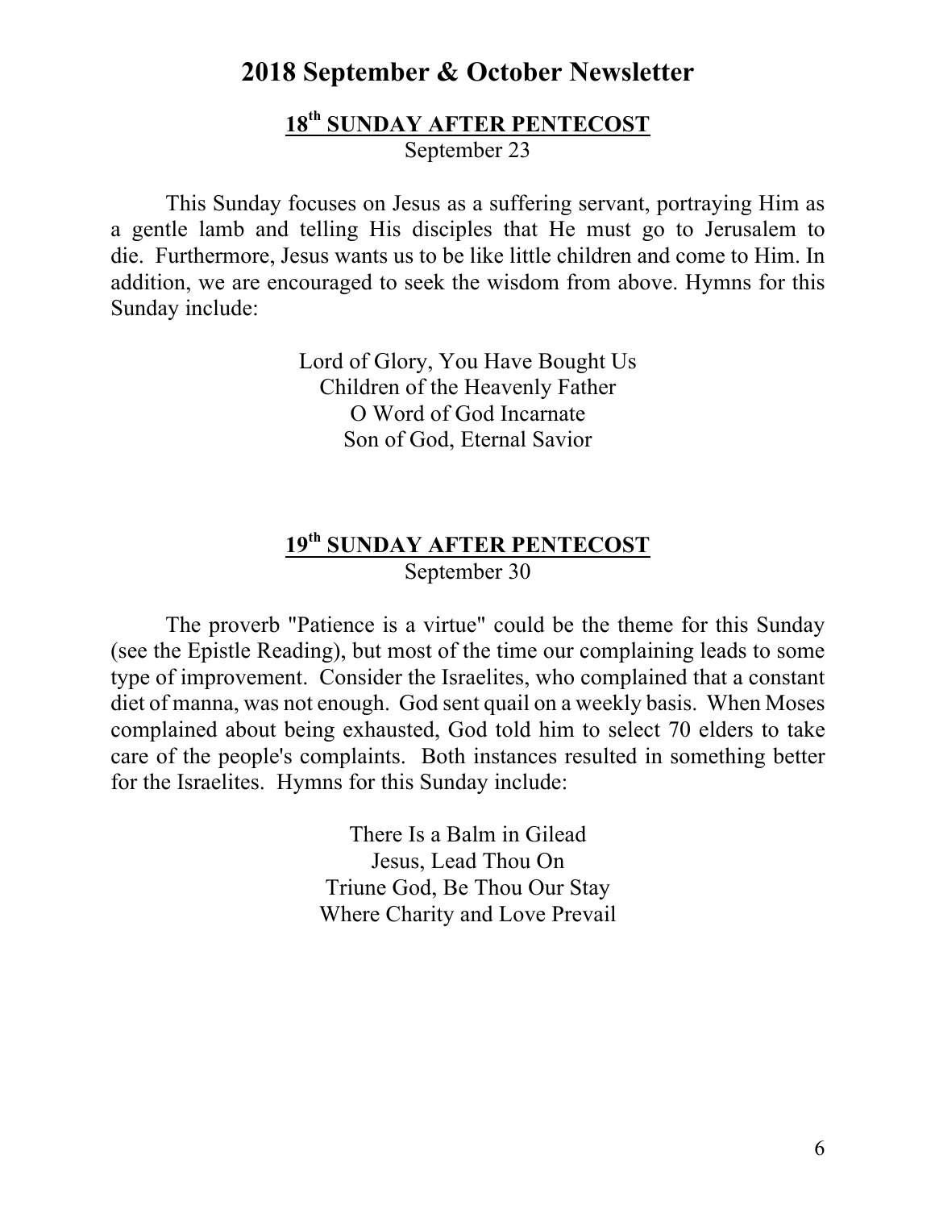# 2018 September & October Newsletter

## 18th SUNDAY AFTER PENTECOST

September 23

This Sunday focuses on Jesus as a suffering servant, portraying Him as a gentle lamb and telling His disciples that He must go to Jerusalem to die. Furthermore, Jesus wants us to be like little children and come to Him. In addition, we are encouraged to seek the wisdom from above. Hymns for this Sunday include:

Lord of Glory, You Have Bought Us
Children of the Heavenly Father
O Word of God Incarnate
Son of God, Eternal Savior

## 19th SUNDAY AFTER PENTECOST

September 30

The proverb "Patience is a virtue" could be the theme for this Sunday (see the Epistle Reading), but most of the time our complaining leads to some type of improvement. Consider the Israelites, who complained that a constant diet of manna, was not enough. God sent quail on a weekly basis. When Moses complained about being exhausted, God told him to select 70 elders to take care of the people's complaints. Both instances resulted in something better for the Israelites. Hymns for this Sunday include:

There Is a Balm in Gilead
Jesus, Lead Thou On
Triune God, Be Thou Our Stay
Where Charity and Love Prevail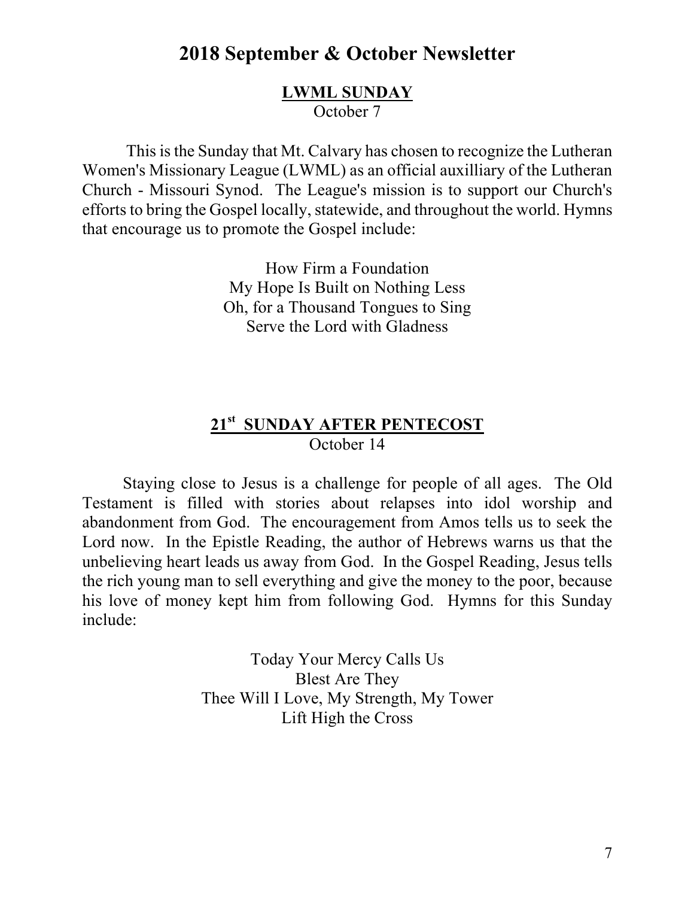# 2018 September & October Newsletter

## LWML SUNDAY

October 7

This is the Sunday that Mt. Calvary has chosen to recognize the Lutheran Women's Missionary League (LWML) as an official auxilliary of the Lutheran Church - Missouri Synod. The League's mission is to support our Church's efforts to bring the Gospel locally, statewide, and throughout the world. Hymns that encourage us to promote the Gospel include:

How Firm a Foundation
My Hope Is Built on Nothing Less
Oh, for a Thousand Tongues to Sing
Serve the Lord with Gladness

## 21st SUNDAY AFTER PENTECOST

October 14

Staying close to Jesus is a challenge for people of all ages. The Old Testament is filled with stories about relapses into idol worship and abandonment from God. The encouragement from Amos tells us to seek the Lord now. In the Epistle Reading, the author of Hebrews warns us that the unbelieving heart leads us away from God. In the Gospel Reading, Jesus tells the rich young man to sell everything and give the money to the poor, because his love of money kept him from following God. Hymns for this Sunday include:

Today Your Mercy Calls Us
Blest Are They
Thee Will I Love, My Strength, My Tower
Lift High the Cross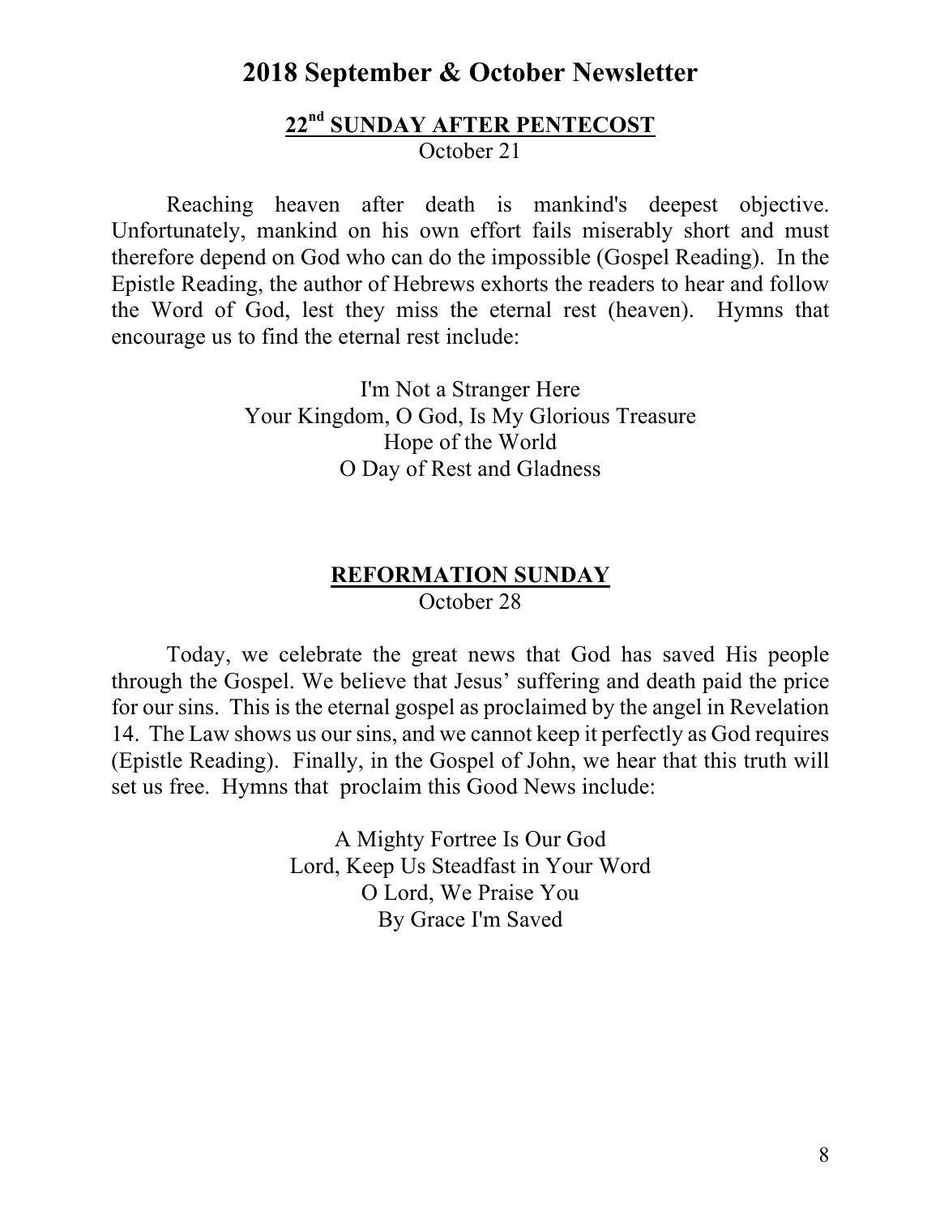# 2018 September & October Newsletter

## 22nd SUNDAY AFTER PENTECOST

October 21

Reaching heaven after death is mankind's deepest objective. Unfortunately, mankind on his own effort fails miserably short and must therefore depend on God who can do the impossible (Gospel Reading). In the Epistle Reading, the author of Hebrews exhorts the readers to hear and follow the Word of God, lest they miss the eternal rest (heaven). Hymns that encourage us to find the eternal rest include:

I'm Not a Stranger Here
Your Kingdom, O God, Is My Glorious Treasure
Hope of the World
O Day of Rest and Gladness

## REFORMATION SUNDAY

October 28

Today, we celebrate the great news that God has saved His people through the Gospel. We believe that Jesus' suffering and death paid the price for our sins. This is the eternal gospel as proclaimed by the angel in Revelation 14. The Law shows us our sins, and we cannot keep it perfectly as God requires (Epistle Reading). Finally, in the Gospel of John, we hear that this truth will set us free. Hymns that proclaim this Good News include:

A Mighty Fortree Is Our God
Lord, Keep Us Steadfast in Your Word
O Lord, We Praise You
By Grace I'm Saved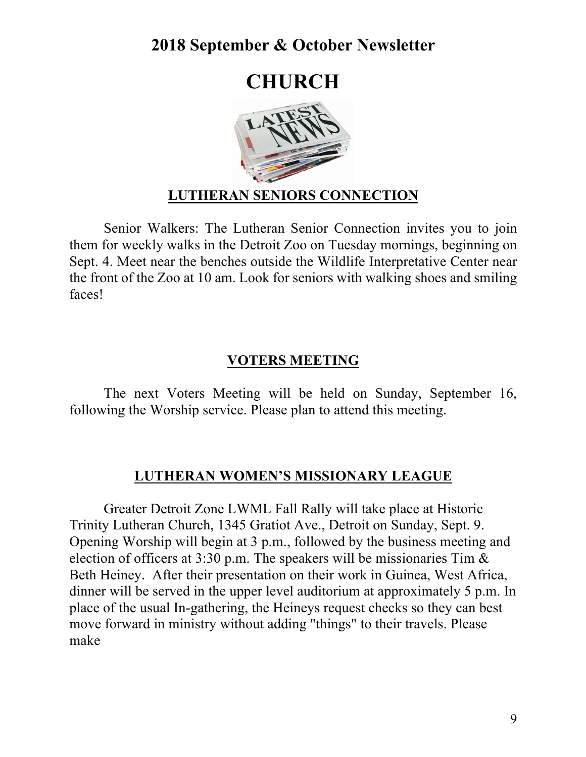# 2018 September & October Newsletter

# CHURCH

## LUTHERAN SENIORS CONNECTION

Senior Walkers: The Lutheran Senior Connection invites you to join them for weekly walks in the Detroit Zoo on Tuesday mornings, beginning on Sept. 4. Meet near the benches outside the Wildlife Interpretative Center near the front of the Zoo at 10 am. Look for seniors with walking shoes and smiling faces!

## VOTERS MEETING

The next Voters Meeting will be held on Sunday, September 16, following the Worship service. Please plan to attend this meeting.

## LUTHERAN WOMEN'S MISSIONARY LEAGUE

Greater Detroit Zone LWML Fall Rally will take place at Historic Trinity Lutheran Church, 1345 Gratiot Ave., Detroit on Sunday, Sept. 9. Opening Worship will begin at 3 p.m., followed by the business meeting and election of officers at 3:30 p.m. The speakers will be missionaries Tim & Beth Heiney. After their presentation on their work in Guinea, West Africa, dinner will be served in the upper level auditorium at approximately 5 p.m. In place of the usual In-gathering, the Heineys request checks so they can best move forward in ministry without adding "things" to their travels. Please make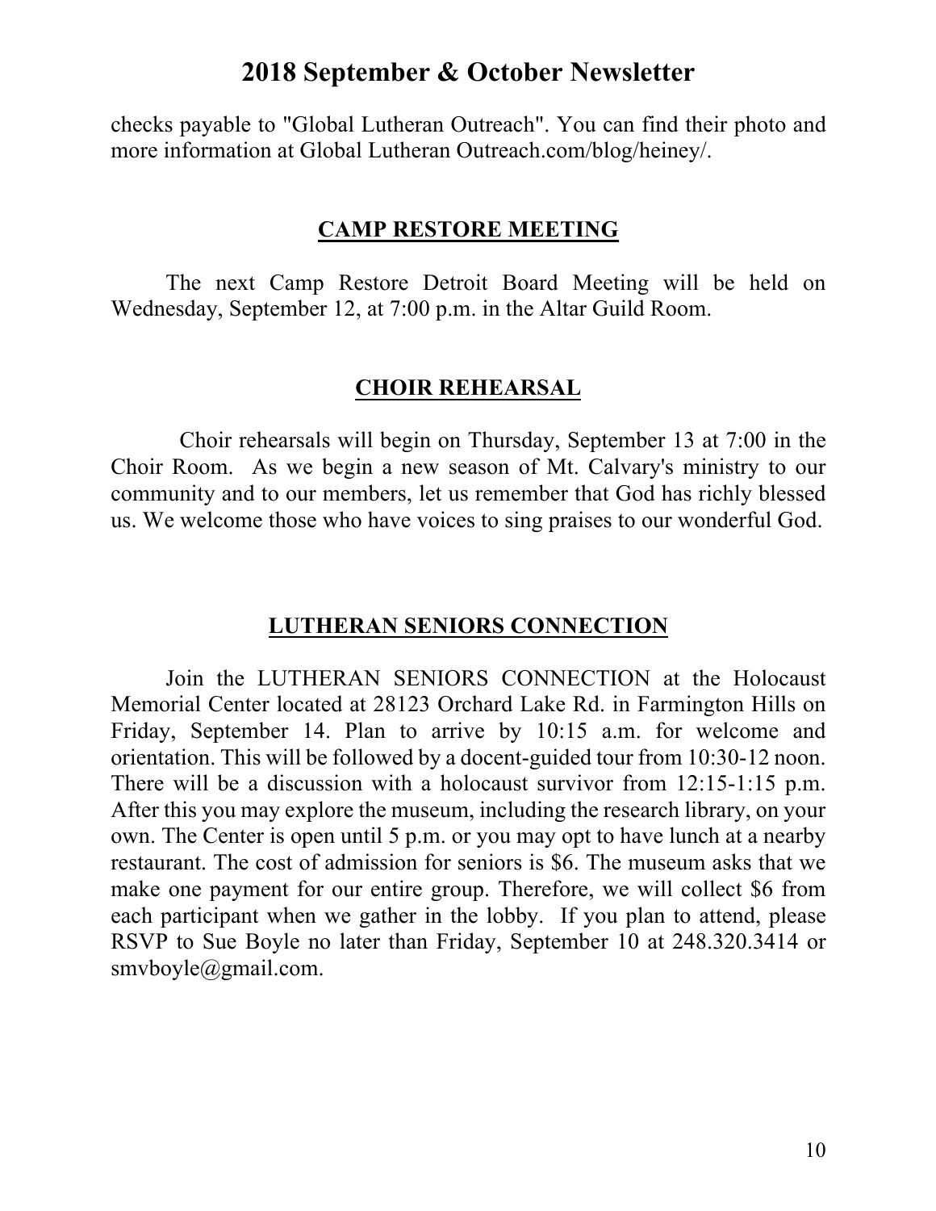checks payable to "Global Lutheran Outreach". You can find their photo and more information at Global Lutheran Outreach.com/blog/heiney/.

## CAMP RESTORE MEETING

The next Camp Restore Detroit Board Meeting will be held on Wednesday, September 12, at 7:00 p.m. in the Altar Guild Room.

## CHOIR REHEARSAL

Choir rehearsals will begin on Thursday, September 13 at 7:00 in the Choir Room. As we begin a new season of Mt. Calvary's ministry to our community and to our members, let us remember that God has richly blessed us. We welcome those who have voices to sing praises to our wonderful God.

## LUTHERAN SENIORS CONNECTION

Join the LUTHERAN SENIORS CONNECTION at the Holocaust Memorial Center located at 28123 Orchard Lake Rd. in Farmington Hills on Friday, September 14. Plan to arrive by 10:15 a.m. for welcome and orientation. This will be followed by a docent-guided tour from 10:30-12 noon. There will be a discussion with a holocaust survivor from 12:15-1:15 p.m. After this you may explore the museum, including the research library, on your own. The Center is open until 5 p.m. or you may opt to have lunch at a nearby restaurant. The cost of admission for seniors is $6. The museum asks that we make one payment for our entire group. Therefore, we will collect $6 from each participant when we gather in the lobby. If you plan to attend, please RSVP to Sue Boyle no later than Friday, September 10 at 248.320.3414 or smvboyle@gmail.com.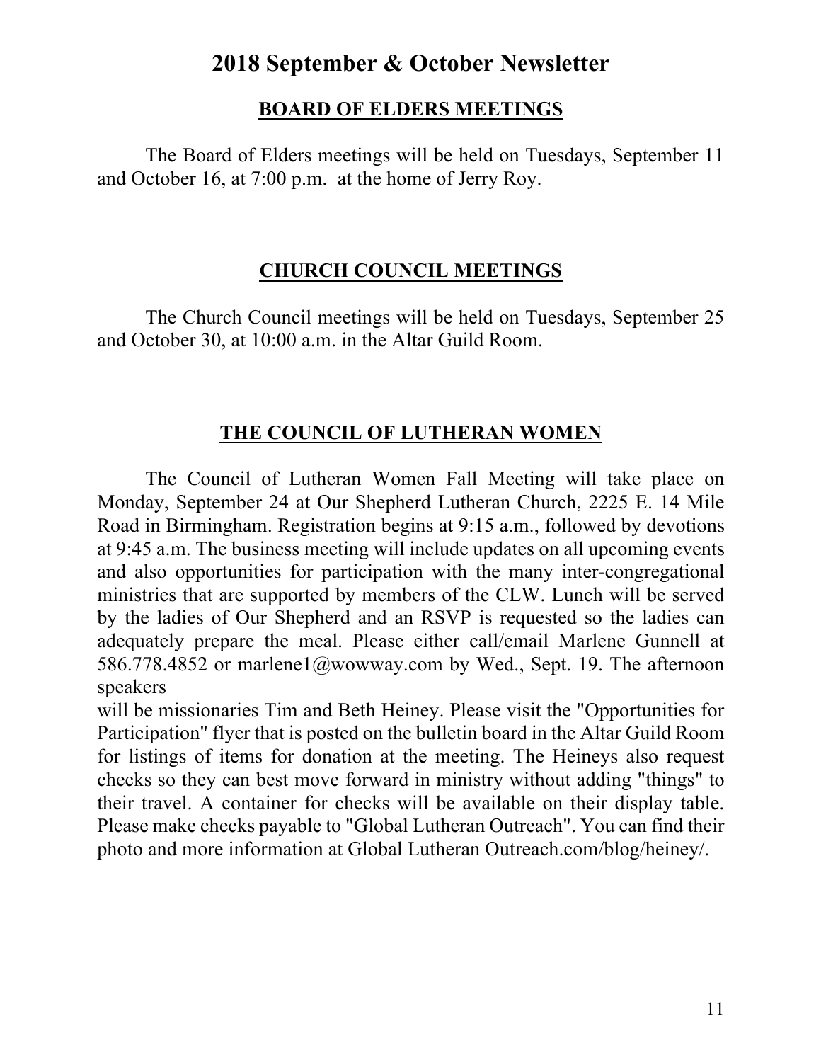# 2018 September & October Newsletter

## BOARD OF ELDERS MEETINGS

The Board of Elders meetings will be held on Tuesdays, September 11 and October 16, at 7:00 p.m. at the home of Jerry Roy.

## CHURCH COUNCIL MEETINGS

The Church Council meetings will be held on Tuesdays, September 25 and October 30, at 10:00 a.m. in the Altar Guild Room.

## THE COUNCIL OF LUTHERAN WOMEN

The Council of Lutheran Women Fall Meeting will take place on Monday, September 24 at Our Shepherd Lutheran Church, 2225 E. 14 Mile Road in Birmingham. Registration begins at 9:15 a.m., followed by devotions at 9:45 a.m. The business meeting will include updates on all upcoming events and also opportunities for participation with the many inter-congregational ministries that are supported by members of the CLW. Lunch will be served by the ladies of Our Shepherd and an RSVP is requested so the ladies can adequately prepare the meal. Please either call/email Marlene Gunnell at 586.778.4852 or marlene1@wowway.com by Wed., Sept. 19. The afternoon speakers will be missionaries Tim and Beth Heiney. Please visit the "Opportunities for Participation" flyer that is posted on the bulletin board in the Altar Guild Room for listings of items for donation at the meeting. The Heineys also request checks so they can best move forward in ministry without adding "things" to their travel. A container for checks will be available on their display table. Please make checks payable to "Global Lutheran Outreach". You can find their photo and more information at Global Lutheran Outreach.com/blog/heiney/.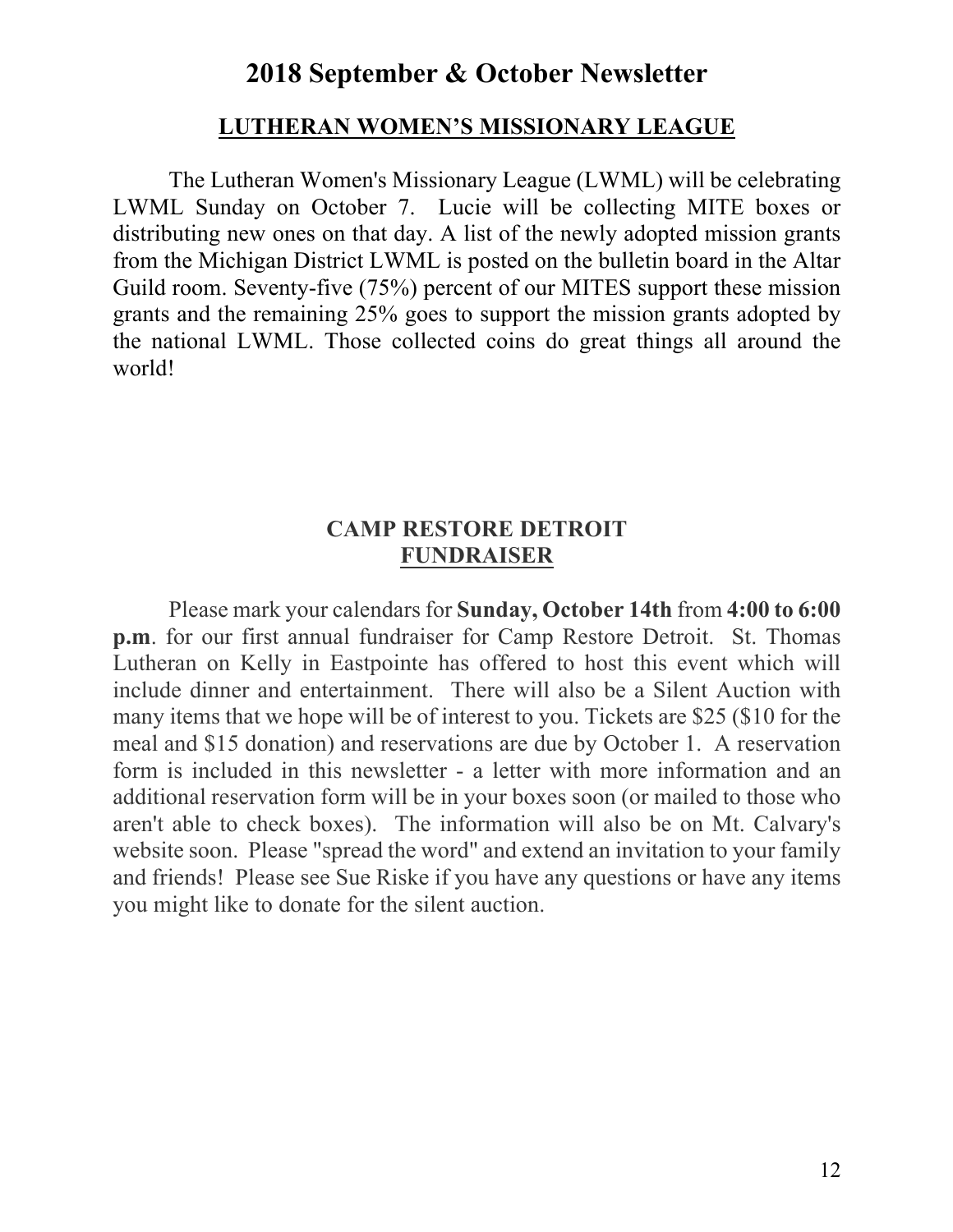# 2018 September & October Newsletter

## LUTHERAN WOMEN'S MISSIONARY LEAGUE

The Lutheran Women's Missionary League (LWML) will be celebrating LWML Sunday on October 7. Lucie will be collecting MITE boxes or distributing new ones on that day. A list of the newly adopted mission grants from the Michigan District LWML is posted on the bulletin board in the Altar Guild room. Seventy-five (75%) percent of our MITES support these mission grants and the remaining 25% goes to support the mission grants adopted by the national LWML. Those collected coins do great things all around the world!

## CAMP RESTORE DETROIT FUNDRAISER

Please mark your calendars for **Sunday, October 14th** from **4:00 to 6:00 p.m**. for our first annual fundraiser for Camp Restore Detroit. St. Thomas Lutheran on Kelly in Eastpointe has offered to host this event which will include dinner and entertainment. There will also be a Silent Auction with many items that we hope will be of interest to you. Tickets are $25 ($10 for the meal and $15 donation) and reservations are due by October 1. A reservation form is included in this newsletter - a letter with more information and an additional reservation form will be in your boxes soon (or mailed to those who aren't able to check boxes). The information will also be on Mt. Calvary's website soon. Please "spread the word" and extend an invitation to your family and friends! Please see Sue Riske if you have any questions or have any items you might like to donate for the silent auction.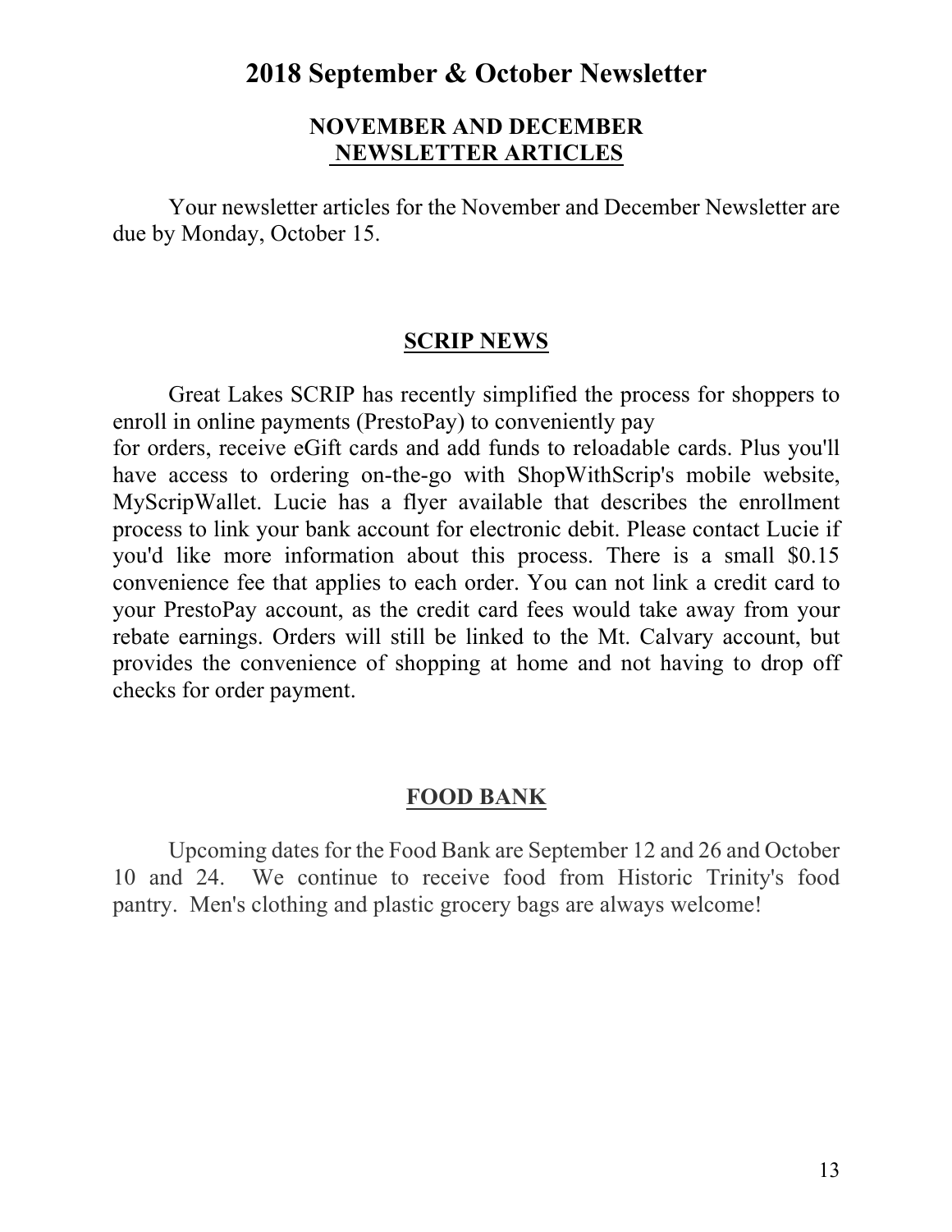# 2018 September & October Newsletter

## NOVEMBER AND DECEMBER NEWSLETTER ARTICLES

Your newsletter articles for the November and December Newsletter are due by Monday, October 15.

## SCRIP NEWS

Great Lakes SCRIP has recently simplified the process for shoppers to enroll in online payments (PrestoPay) to conveniently pay for orders, receive eGift cards and add funds to reloadable cards. Plus you'll have access to ordering on-the-go with ShopWithScrip's mobile website, MyScripWallet. Lucie has a flyer available that describes the enrollment process to link your bank account for electronic debit. Please contact Lucie if you'd like more information about this process. There is a small $0.15 convenience fee that applies to each order. You can not link a credit card to your PrestoPay account, as the credit card fees would take away from your rebate earnings. Orders will still be linked to the Mt. Calvary account, but provides the convenience of shopping at home and not having to drop off checks for order payment.

## FOOD BANK

Upcoming dates for the Food Bank are September 12 and 26 and October 10 and 24. We continue to receive food from Historic Trinity's food pantry. Men's clothing and plastic grocery bags are always welcome!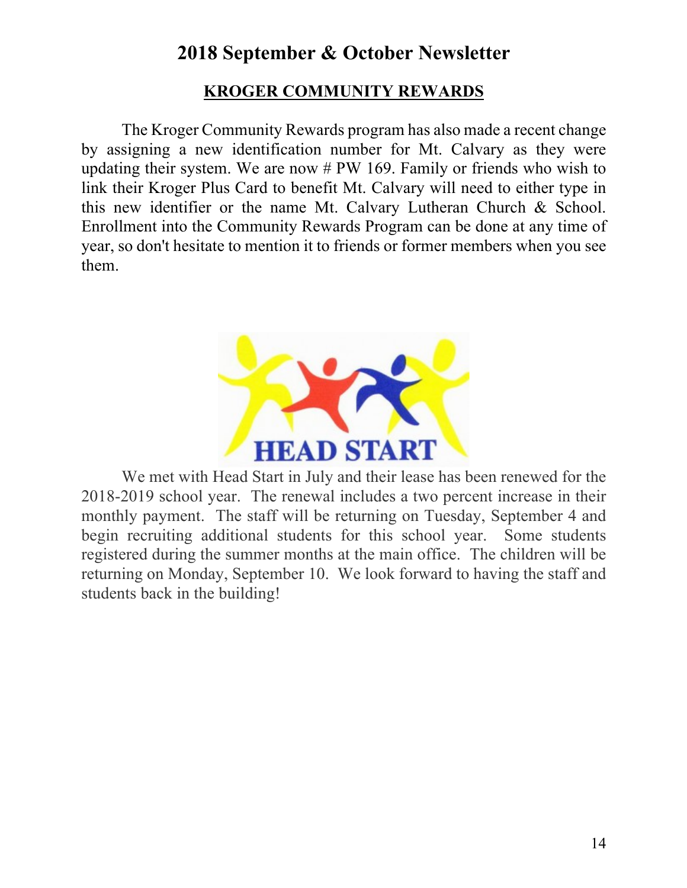# 2018 September & October Newsletter

## KROGER COMMUNITY REWARDS

The Kroger Community Rewards program has also made a recent change by assigning a new identification number for Mt. Calvary as they were updating their system. We are now # PW 169. Family or friends who wish to link their Kroger Plus Card to benefit Mt. Calvary will need to either type in this new identifier or the name Mt. Calvary Lutheran Church & School. Enrollment into the Community Rewards Program can be done at any time of year, so don't hesitate to mention it to friends or former members when you see them.

HEAD START

We met with Head Start in July and their lease has been renewed for the 2018-2019 school year. The renewal includes a two percent increase in their monthly payment. The staff will be returning on Tuesday, September 4 and begin recruiting additional students for this school year. Some students registered during the summer months at the main office. The children will be returning on Monday, September 10. We look forward to having the staff and students back in the building!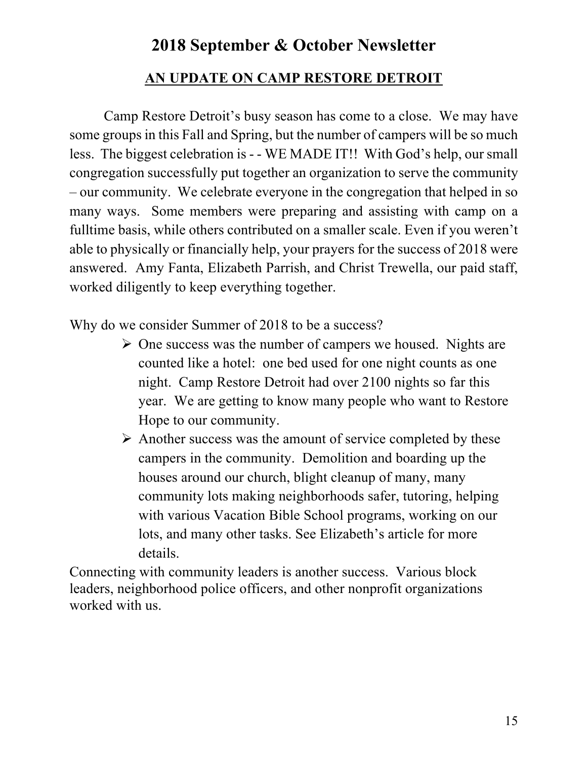# 2018 September & October Newsletter

## AN UPDATE ON CAMP RESTORE DETROIT

Camp Restore Detroit's busy season has come to a close. We may have some groups in this Fall and Spring, but the number of campers will be so much less. The biggest celebration is - - WE MADE IT!! With God's help, our small congregation successfully put together an organization to serve the community – our community. We celebrate everyone in the congregation that helped in so many ways. Some members were preparing and assisting with camp on a fulltime basis, while others contributed on a smaller scale. Even if you weren't able to physically or financially help, your prayers for the success of 2018 were answered. Amy Fanta, Elizabeth Parrish, and Christ Trewella, our paid staff, worked diligently to keep everything together.

Why do we consider Summer of 2018 to be a success?

- One success was the number of campers we housed. Nights are counted like a hotel: one bed used for one night counts as one night. Camp Restore Detroit had over 2100 nights so far this year. We are getting to know many people who want to Restore Hope to our community.
- Another success was the amount of service completed by these campers in the community. Demolition and boarding up the houses around our church, blight cleanup of many, many community lots making neighborhoods safer, tutoring, helping with various Vacation Bible School programs, working on our lots, and many other tasks. See Elizabeth's article for more details.

Connecting with community leaders is another success. Various block leaders, neighborhood police officers, and other nonprofit organizations worked with us.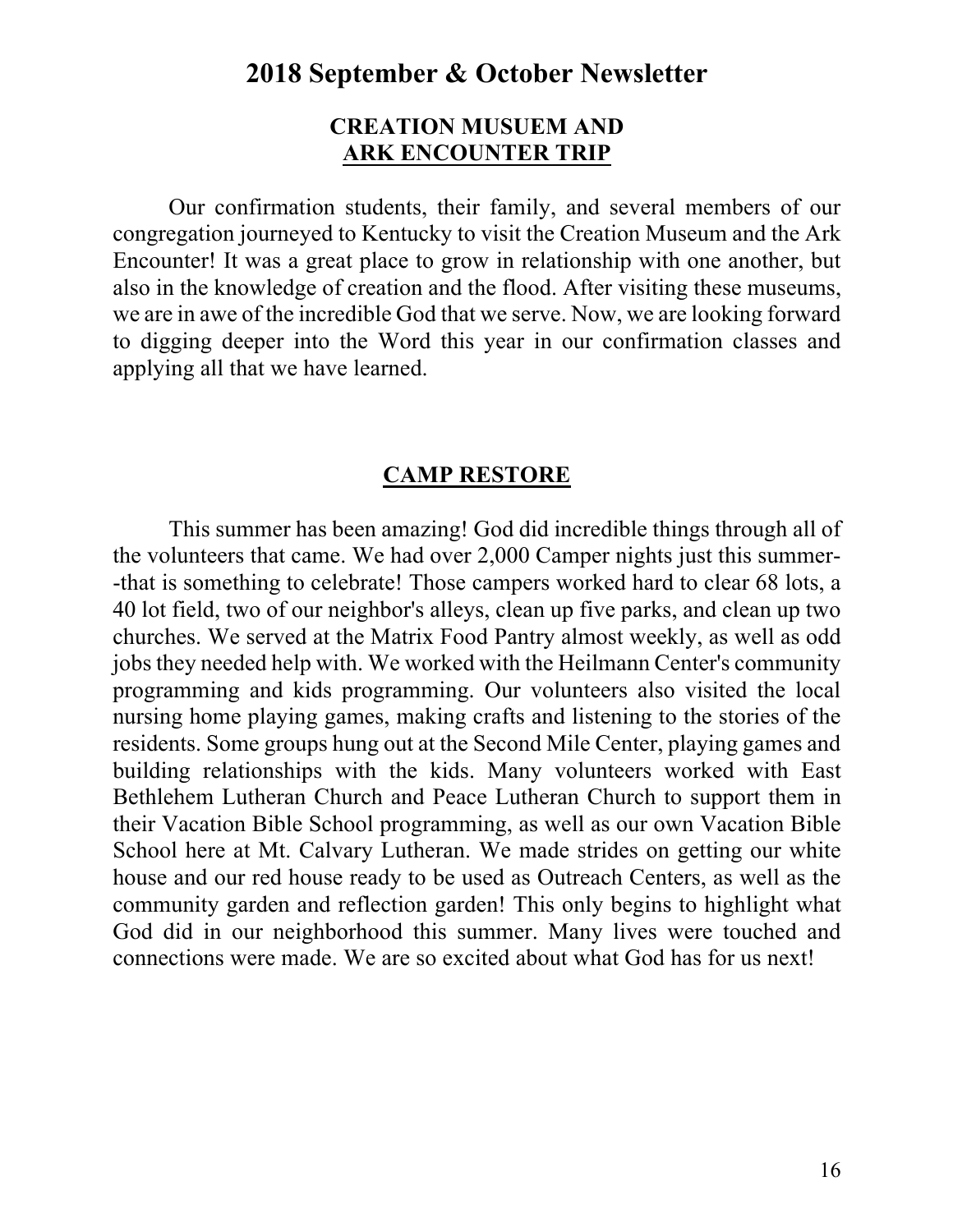# 2018 September & October Newsletter

## CREATION MUSUEM AND ARK ENCOUNTER TRIP

Our confirmation students, their family, and several members of our congregation journeyed to Kentucky to visit the Creation Museum and the Ark Encounter! It was a great place to grow in relationship with one another, but also in the knowledge of creation and the flood. After visiting these museums, we are in awe of the incredible God that we serve. Now, we are looking forward to digging deeper into the Word this year in our confirmation classes and applying all that we have learned.

## CAMP RESTORE

This summer has been amazing! God did incredible things through all of the volunteers that came. We had over 2,000 Camper nights just this summer--that is something to celebrate! Those campers worked hard to clear 68 lots, a 40 lot field, two of our neighbor's alleys, clean up five parks, and clean up two churches. We served at the Matrix Food Pantry almost weekly, as well as odd jobs they needed help with. We worked with the Heilmann Center's community programming and kids programming. Our volunteers also visited the local nursing home playing games, making crafts and listening to the stories of the residents. Some groups hung out at the Second Mile Center, playing games and building relationships with the kids. Many volunteers worked with East Bethlehem Lutheran Church and Peace Lutheran Church to support them in their Vacation Bible School programming, as well as our own Vacation Bible School here at Mt. Calvary Lutheran. We made strides on getting our white house and our red house ready to be used as Outreach Centers, as well as the community garden and reflection garden! This only begins to highlight what God did in our neighborhood this summer. Many lives were touched and connections were made. We are so excited about what God has for us next!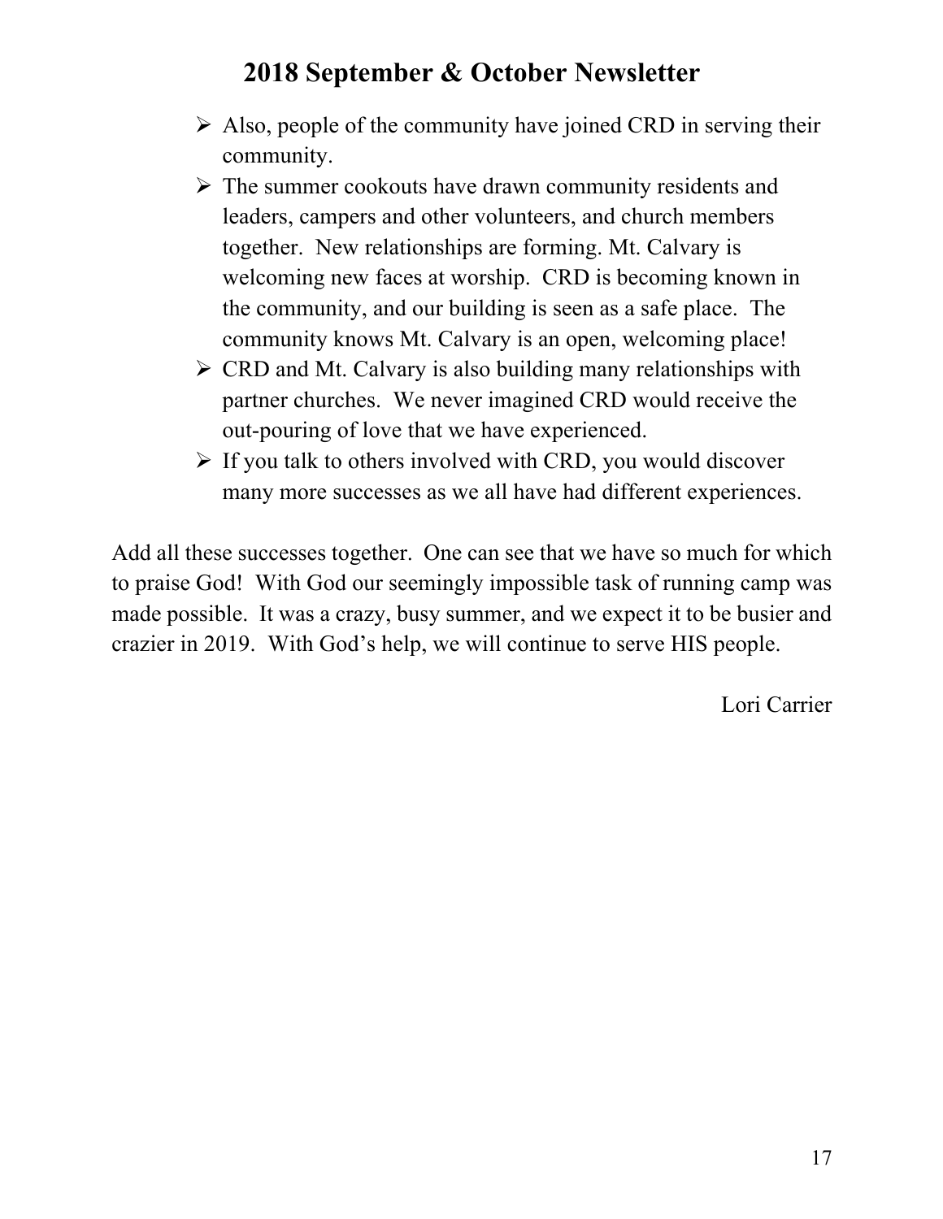- Also, people of the community have joined CRD in serving their community.
- The summer cookouts have drawn community residents and leaders, campers and other volunteers, and church members together. New relationships are forming. Mt. Calvary is welcoming new faces at worship. CRD is becoming known in the community, and our building is seen as a safe place. The community knows Mt. Calvary is an open, welcoming place!
- CRD and Mt. Calvary is also building many relationships with partner churches. We never imagined CRD would receive the out-pouring of love that we have experienced.
- If you talk to others involved with CRD, you would discover many more successes as we all have had different experiences.

Add all these successes together. One can see that we have so much for which to praise God! With God our seemingly impossible task of running camp was made possible. It was a crazy, busy summer, and we expect it to be busier and crazier in 2019. With God's help, we will continue to serve HIS people.

Lori Carrier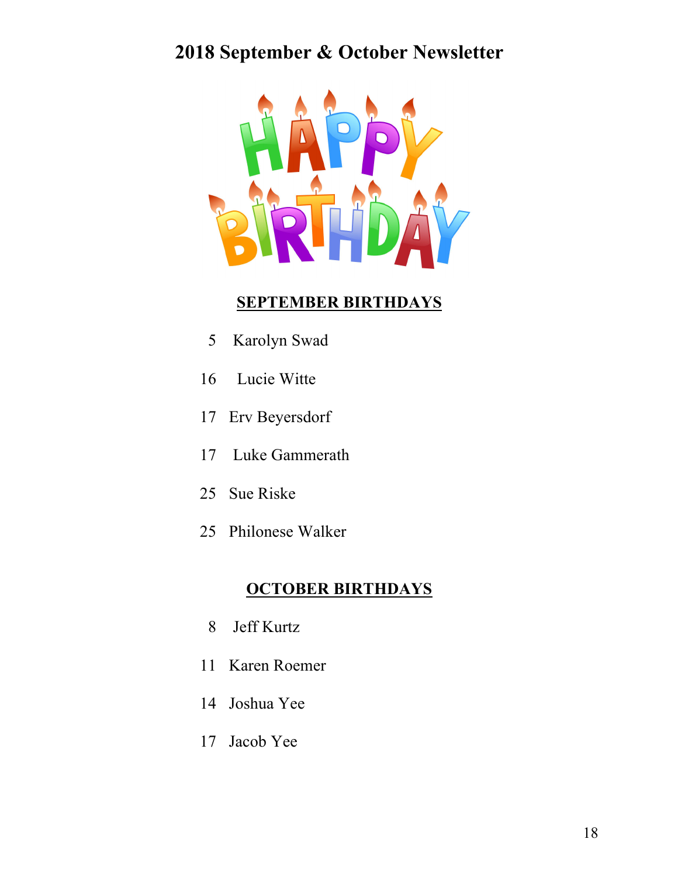# 2018 September & October Newsletter

**HAPPY BIRTHDAY**

## SEPTEMBER BIRTHDAYS

5 Karolyn Swad

16 Lucie Witte

17 Erv Beyersdorf

17 Luke Gammerath

25 Sue Riske

25 Philonese Walker

## OCTOBER BIRTHDAYS

8 Jeff Kurtz

11 Karen Roemer

14 Joshua Yee

17 Jacob Yee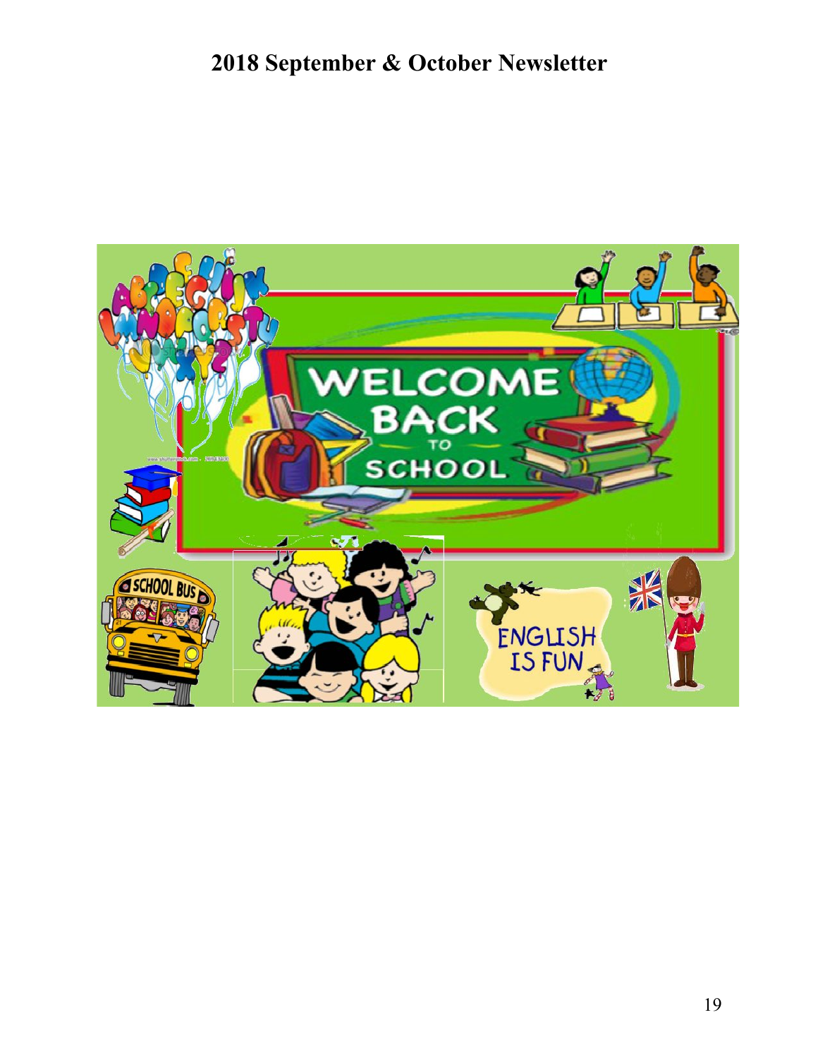# 2018 September & October Newsletter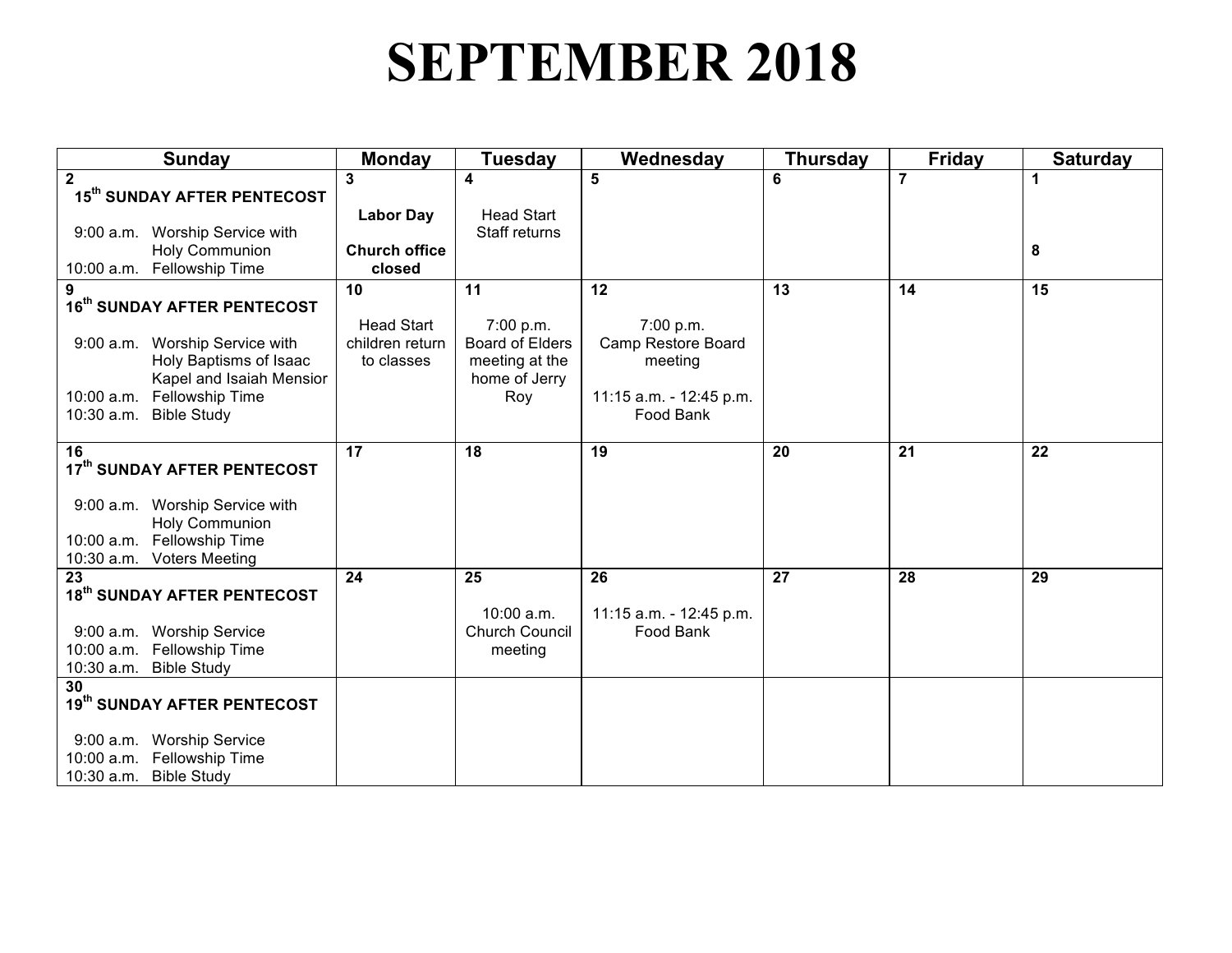# SEPTEMBER 2018

| Sunday | Monday | Tuesday | Wednesday | Thursday | Friday | Saturday |
|---|---|---|---|---|---|---|
| **2**<br>**15th SUNDAY AFTER PENTECOST**<br><br>9:00 a.m. Worship Service with Holy Communion<br>10:00 a.m. Fellowship Time | **3**<br><br>**Labor Day**<br><br>**Church office closed** | **4**<br><br>Head Start Staff returns | **5** | **6** | **7** | **1**<br><br><br>**8** |
| **9**<br>**16th SUNDAY AFTER PENTECOST**<br><br>9:00 a.m. Worship Service with Holy Baptisms of Isaac Kapel and Isaiah Mensior<br>10:00 a.m. Fellowship Time<br>10:30 a.m. Bible Study | **10**<br><br>Head Start children return to classes | **11**<br><br>7:00 p.m. Board of Elders meeting at the home of Jerry Roy | **12**<br><br>7:00 p.m. Camp Restore Board meeting<br><br>11:15 a.m. - 12:45 p.m. Food Bank | **13** | **14** | **15** |
| **16**<br>**17th SUNDAY AFTER PENTECOST**<br><br>9:00 a.m. Worship Service with Holy Communion<br>10:00 a.m. Fellowship Time<br>10:30 a.m. Voters Meeting | **17** | **18** | **19** | **20** | **21** | **22** |
| **23**<br>**18th SUNDAY AFTER PENTECOST**<br><br>9:00 a.m. Worship Service<br>10:00 a.m. Fellowship Time<br>10:30 a.m. Bible Study | **24** | **25**<br><br>10:00 a.m. Church Council meeting | **26**<br><br>11:15 a.m. - 12:45 p.m. Food Bank | **27** | **28** | **29** |
| **30**<br>**19th SUNDAY AFTER PENTECOST**<br><br>9:00 a.m. Worship Service<br>10:00 a.m. Fellowship Time<br>10:30 a.m. Bible Study | | | | | | |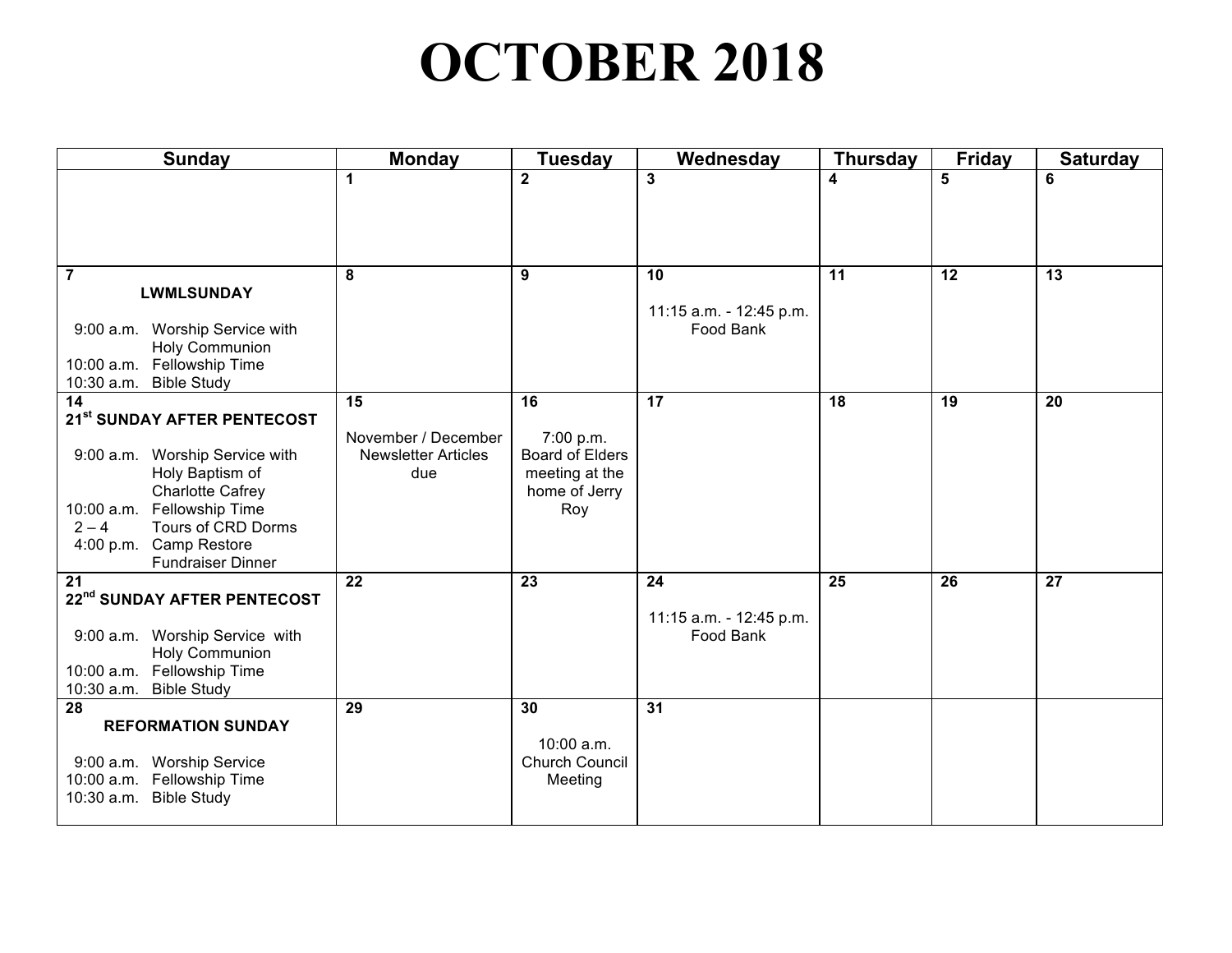# OCTOBER 2018

| Sunday | Monday | Tuesday | Wednesday | Thursday | Friday | Saturday |
|---|---|---|---|---|---|---|
| | 1 | 2 | 3 | 4 | 5 | 6 |
| 7<br>**LWMLSUNDAY**<br><br>9:00 a.m. Worship Service with Holy Communion<br>10:00 a.m. Fellowship Time<br>10:30 a.m. Bible Study | 8 | 9 | 10<br><br>11:15 a.m. - 12:45 p.m. Food Bank | 11 | 12 | 13 |
| 14<br>**21st SUNDAY AFTER PENTECOST**<br><br>9:00 a.m. Worship Service with Holy Baptism of Charlotte Cafrey<br>10:00 a.m. Fellowship Time<br>2 – 4 Tours of CRD Dorms<br>4:00 p.m. Camp Restore Fundraiser Dinner | 15<br><br>November / December Newsletter Articles due | 16<br><br>7:00 p.m. Board of Elders meeting at the home of Jerry Roy | 17 | 18 | 19 | 20 |
| 21<br>**22nd SUNDAY AFTER PENTECOST**<br><br>9:00 a.m. Worship Service with Holy Communion<br>10:00 a.m. Fellowship Time<br>10:30 a.m. Bible Study | 22 | 23 | 24<br><br>11:15 a.m. - 12:45 p.m. Food Bank | 25 | 26 | 27 |
| 28<br>**REFORMATION SUNDAY**<br><br>9:00 a.m. Worship Service<br>10:00 a.m. Fellowship Time<br>10:30 a.m. Bible Study | 29 | 30<br><br>10:00 a.m. Church Council Meeting | 31 | | | |